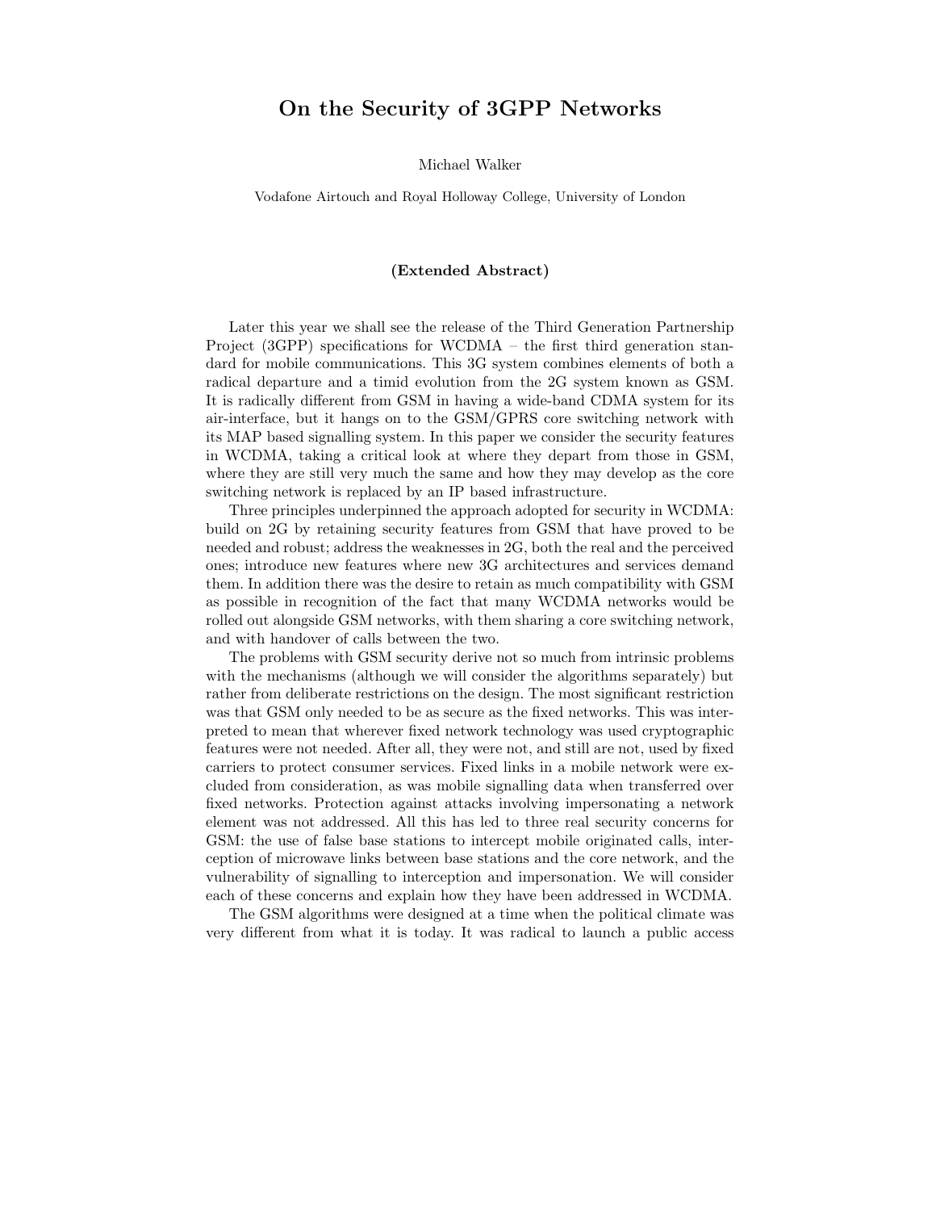# On the Security of 3GPP Networks

Michael Walker

Vodafone Airtouch and Royal Holloway College, University of London

**(Extended Abstract)**

Later this year we shall see the release of the Third Generation Partnership Project (3GPP) specifications for WCDMA – the first third generation standard for mobile communications. This 3G system combines elements of both a radical departure and a timid evolution from the 2G system known as GSM. It is radically different from GSM in having a wide-band CDMA system for its air-interface, but it hangs on to the GSM/GPRS core switching network with its MAP based signalling system. In this paper we consider the security features in WCDMA, taking a critical look at where they depart from those in GSM, where they are still very much the same and how they may develop as the core switching network is replaced by an IP based infrastructure.

Three principles underpinned the approach adopted for security in WCDMA: build on 2G by retaining security features from GSM that have proved to be needed and robust; address the weaknesses in 2G, both the real and the perceived ones; introduce new features where new 3G architectures and services demand them. In addition there was the desire to retain as much compatibility with GSM as possible in recognition of the fact that many WCDMA networks would be rolled out alongside GSM networks, with them sharing a core switching network, and with handover of calls between the two.

The problems with GSM security derive not so much from intrinsic problems with the mechanisms (although we will consider the algorithms separately) but rather from deliberate restrictions on the design. The most significant restriction was that GSM only needed to be as secure as the fixed networks. This was interpreted to mean that wherever fixed network technology was used cryptographic features were not needed. After all, they were not, and still are not, used by fixed carriers to protect consumer services. Fixed links in a mobile network were excluded from consideration, as was mobile signalling data when transferred over fixed networks. Protection against attacks involving impersonating a network element was not addressed. All this has led to three real security concerns for GSM: the use of false base stations to intercept mobile originated calls, interception of microwave links between base stations and the core network, and the vulnerability of signalling to interception and impersonation. We will consider each of these concerns and explain how they have been addressed in WCDMA.

The GSM algorithms were designed at a time when the political climate was very different from what it is today. It was radical to launch a public access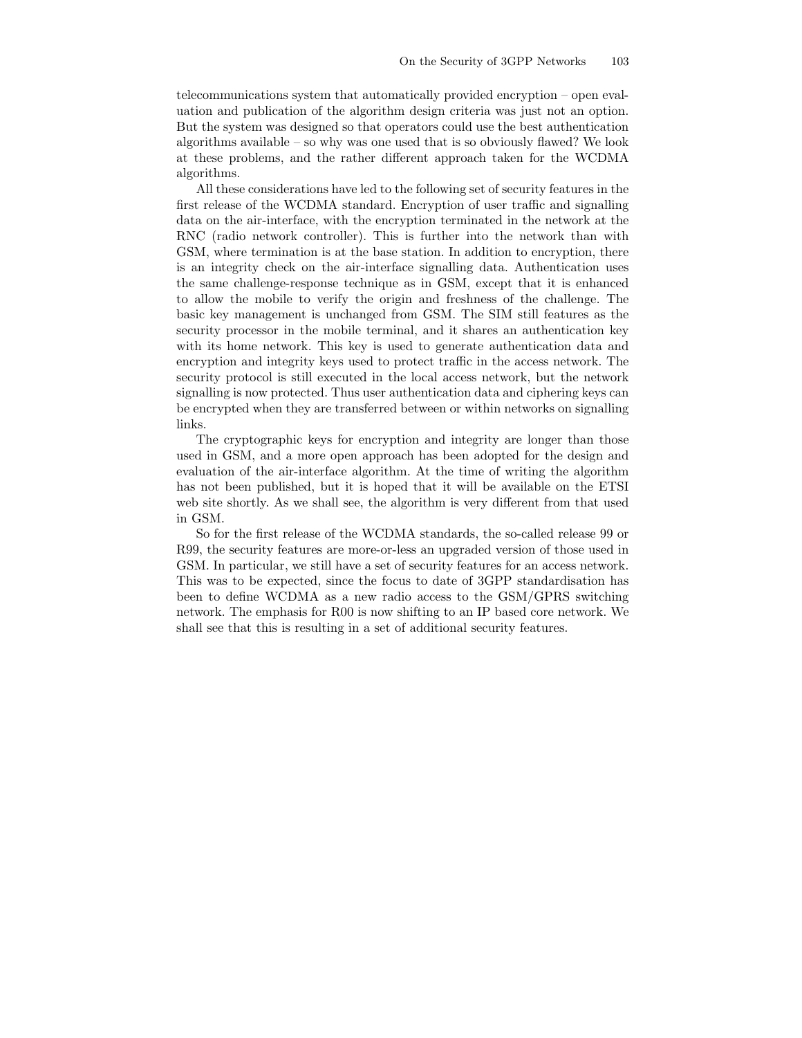telecommunications system that automatically provided encryption – open evaluation and publication of the algorithm design criteria was just not an option. But the system was designed so that operators could use the best authentication algorithms available – so why was one used that is so obviously flawed? We look at these problems, and the rather different approach taken for the WCDMA algorithms.

All these considerations have led to the following set of security features in the first release of the WCDMA standard. Encryption of user traffic and signalling data on the air-interface, with the encryption terminated in the network at the RNC (radio network controller). This is further into the network than with GSM, where termination is at the base station. In addition to encryption, there is an integrity check on the air-interface signalling data. Authentication uses the same challenge-response technique as in GSM, except that it is enhanced to allow the mobile to verify the origin and freshness of the challenge. The basic key management is unchanged from GSM. The SIM still features as the security processor in the mobile terminal, and it shares an authentication key with its home network. This key is used to generate authentication data and encryption and integrity keys used to protect traffic in the access network. The security protocol is still executed in the local access network, but the network signalling is now protected. Thus user authentication data and ciphering keys can be encrypted when they are transferred between or within networks on signalling links.

The cryptographic keys for encryption and integrity are longer than those used in GSM, and a more open approach has been adopted for the design and evaluation of the air-interface algorithm. At the time of writing the algorithm has not been published, but it is hoped that it will be available on the ETSI web site shortly. As we shall see, the algorithm is very different from that used in GSM.

So for the first release of the WCDMA standards, the so-called release 99 or R99, the security features are more-or-less an upgraded version of those used in GSM. In particular, we still have a set of security features for an access network. This was to be expected, since the focus to date of 3GPP standardisation has been to define WCDMA as a new radio access to the GSM/GPRS switching network. The emphasis for R00 is now shifting to an IP based core network. We shall see that this is resulting in a set of additional security features.